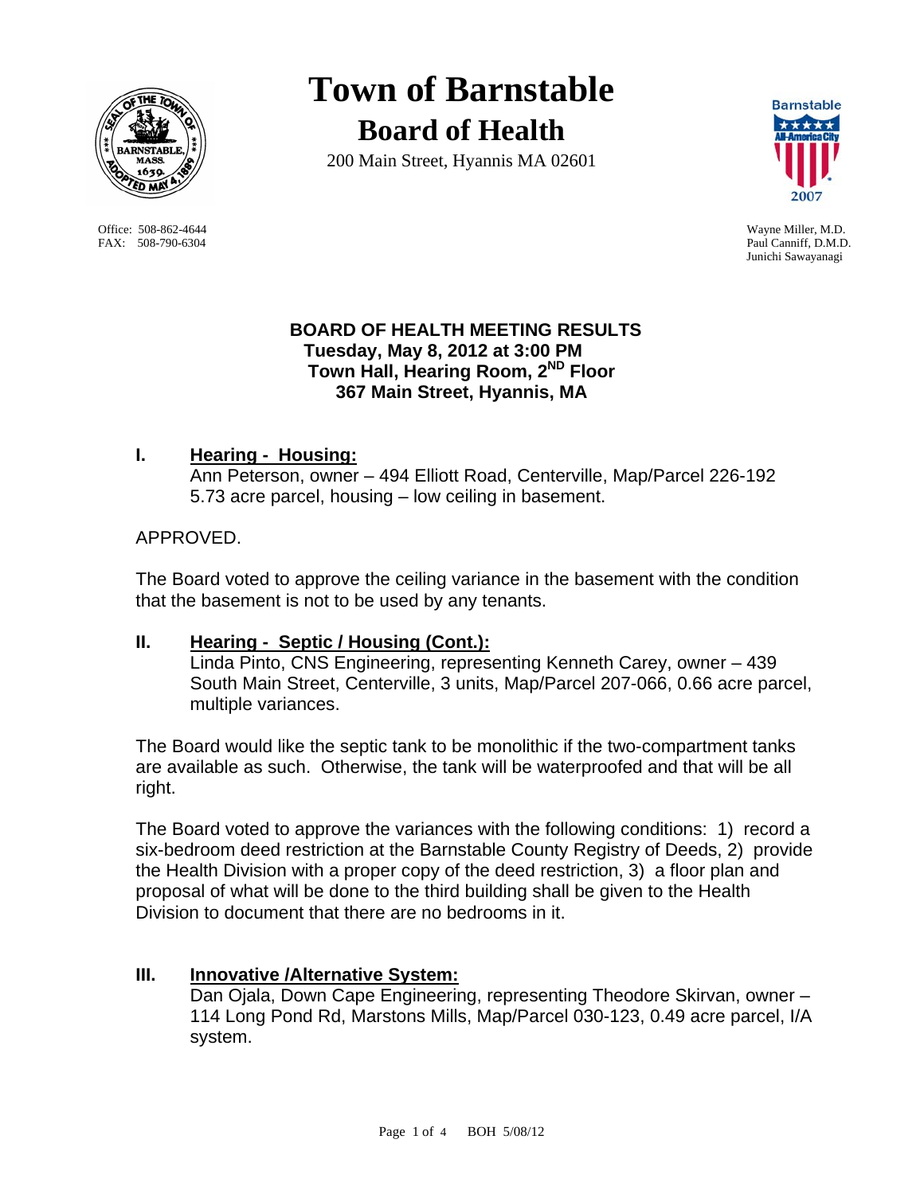# Town of Barnstable

## Board of Health

200 Main Street, Hyannis MA 02601

Office: 508-862-4644
FAX: 508-790-6304

Wayne Miller, M.D.
Paul Canniff, D.M.D.
Junichi Sawayanagi

**BOARD OF HEALTH MEETING RESULTS**
**Tuesday, May 8, 2012 at 3:00 PM**
**Town Hall, Hearing Room, 2ND Floor**
**367 Main Street, Hyannis, MA**

### I. Hearing - Housing:

Ann Peterson, owner – 494 Elliott Road, Centerville, Map/Parcel 226-192 5.73 acre parcel, housing – low ceiling in basement.

APPROVED.

The Board voted to approve the ceiling variance in the basement with the condition that the basement is not to be used by any tenants.

### II. Hearing - Septic / Housing (Cont.):

Linda Pinto, CNS Engineering, representing Kenneth Carey, owner – 439 South Main Street, Centerville, 3 units, Map/Parcel 207-066, 0.66 acre parcel, multiple variances.

The Board would like the septic tank to be monolithic if the two-compartment tanks are available as such. Otherwise, the tank will be waterproofed and that will be all right.

The Board voted to approve the variances with the following conditions: 1) record a six-bedroom deed restriction at the Barnstable County Registry of Deeds, 2) provide the Health Division with a proper copy of the deed restriction, 3) a floor plan and proposal of what will be done to the third building shall be given to the Health Division to document that there are no bedrooms in it.

### III. Innovative /Alternative System:

Dan Ojala, Down Cape Engineering, representing Theodore Skirvan, owner – 114 Long Pond Rd, Marstons Mills, Map/Parcel 030-123, 0.49 acre parcel, I/A system.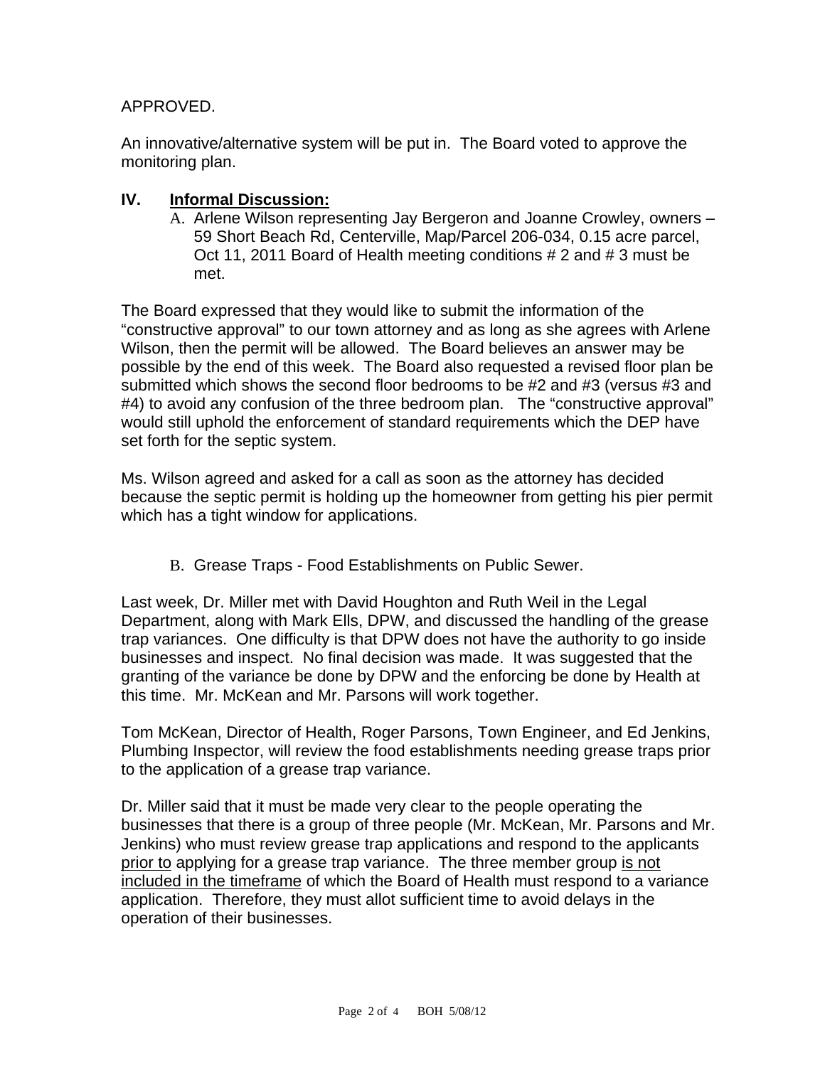APPROVED.

An innovative/alternative system will be put in. The Board voted to approve the monitoring plan.

## IV. **Informal Discussion:**

A. Arlene Wilson representing Jay Bergeron and Joanne Crowley, owners – 59 Short Beach Rd, Centerville, Map/Parcel 206-034, 0.15 acre parcel, Oct 11, 2011 Board of Health meeting conditions # 2 and # 3 must be met.

The Board expressed that they would like to submit the information of the "constructive approval" to our town attorney and as long as she agrees with Arlene Wilson, then the permit will be allowed. The Board believes an answer may be possible by the end of this week. The Board also requested a revised floor plan be submitted which shows the second floor bedrooms to be #2 and #3 (versus #3 and #4) to avoid any confusion of the three bedroom plan. The "constructive approval" would still uphold the enforcement of standard requirements which the DEP have set forth for the septic system.

Ms. Wilson agreed and asked for a call as soon as the attorney has decided because the septic permit is holding up the homeowner from getting his pier permit which has a tight window for applications.

B. Grease Traps - Food Establishments on Public Sewer.

Last week, Dr. Miller met with David Houghton and Ruth Weil in the Legal Department, along with Mark Ells, DPW, and discussed the handling of the grease trap variances. One difficulty is that DPW does not have the authority to go inside businesses and inspect. No final decision was made. It was suggested that the granting of the variance be done by DPW and the enforcing be done by Health at this time. Mr. McKean and Mr. Parsons will work together.

Tom McKean, Director of Health, Roger Parsons, Town Engineer, and Ed Jenkins, Plumbing Inspector, will review the food establishments needing grease traps prior to the application of a grease trap variance.

Dr. Miller said that it must be made very clear to the people operating the businesses that there is a group of three people (Mr. McKean, Mr. Parsons and Mr. Jenkins) who must review grease trap applications and respond to the applicants <u>prior to</u> applying for a grease trap variance. The three member group <u>is not included in the timeframe</u> of which the Board of Health must respond to a variance application. Therefore, they must allot sufficient time to avoid delays in the operation of their businesses.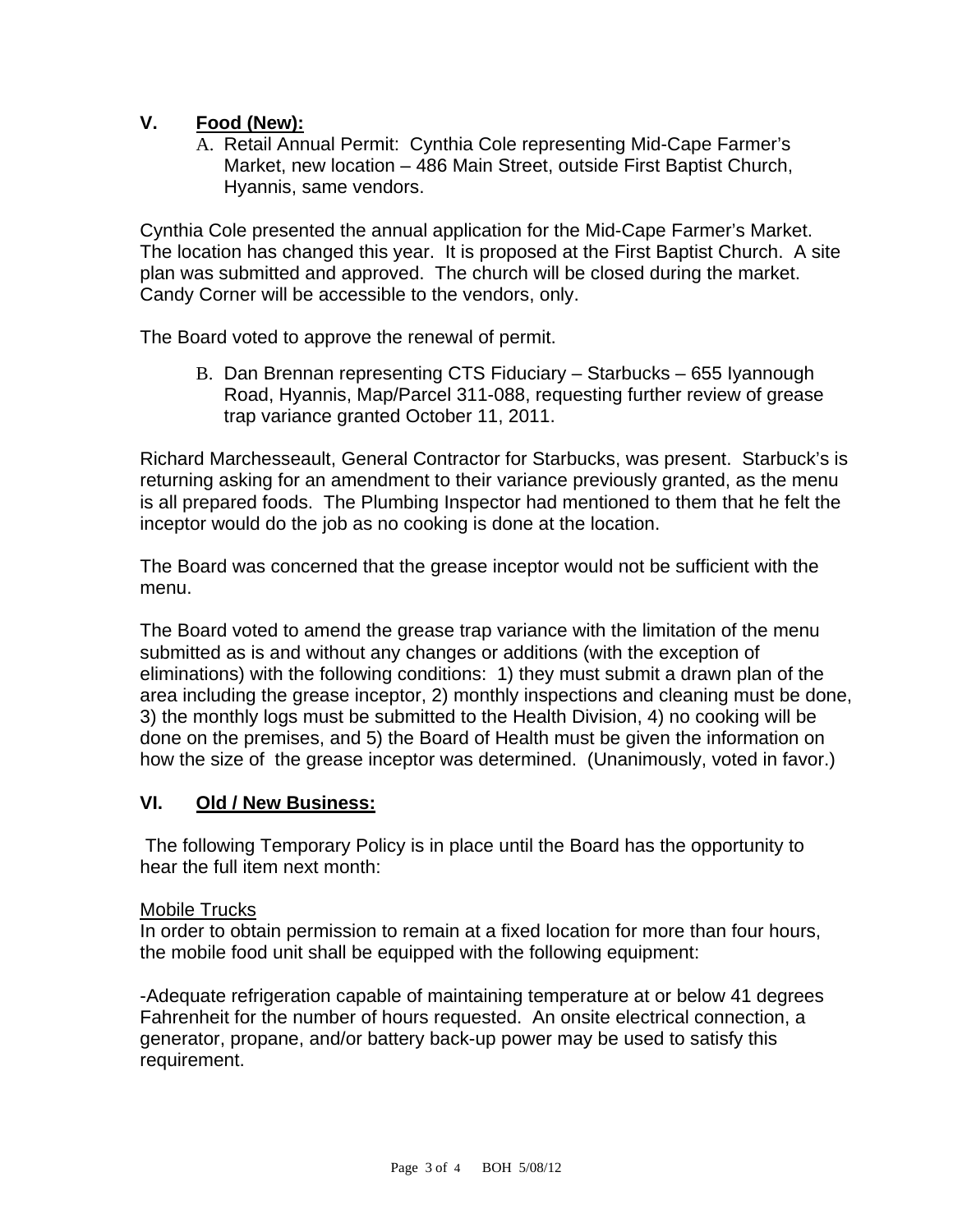## V. **Food (New):**

A. Retail Annual Permit: Cynthia Cole representing Mid-Cape Farmer's Market, new location – 486 Main Street, outside First Baptist Church, Hyannis, same vendors.

Cynthia Cole presented the annual application for the Mid-Cape Farmer's Market. The location has changed this year. It is proposed at the First Baptist Church. A site plan was submitted and approved. The church will be closed during the market. Candy Corner will be accessible to the vendors, only.

The Board voted to approve the renewal of permit.

B. Dan Brennan representing CTS Fiduciary – Starbucks – 655 Iyannough Road, Hyannis, Map/Parcel 311-088, requesting further review of grease trap variance granted October 11, 2011.

Richard Marchesseault, General Contractor for Starbucks, was present. Starbuck's is returning asking for an amendment to their variance previously granted, as the menu is all prepared foods. The Plumbing Inspector had mentioned to them that he felt the inceptor would do the job as no cooking is done at the location.

The Board was concerned that the grease inceptor would not be sufficient with the menu.

The Board voted to amend the grease trap variance with the limitation of the menu submitted as is and without any changes or additions (with the exception of eliminations) with the following conditions: 1) they must submit a drawn plan of the area including the grease inceptor, 2) monthly inspections and cleaning must be done, 3) the monthly logs must be submitted to the Health Division, 4) no cooking will be done on the premises, and 5) the Board of Health must be given the information on how the size of the grease inceptor was determined. (Unanimously, voted in favor.)

## VI. **Old / New Business:**

The following Temporary Policy is in place until the Board has the opportunity to hear the full item next month:

Mobile Trucks

In order to obtain permission to remain at a fixed location for more than four hours, the mobile food unit shall be equipped with the following equipment:

-Adequate refrigeration capable of maintaining temperature at or below 41 degrees Fahrenheit for the number of hours requested. An onsite electrical connection, a generator, propane, and/or battery back-up power may be used to satisfy this requirement.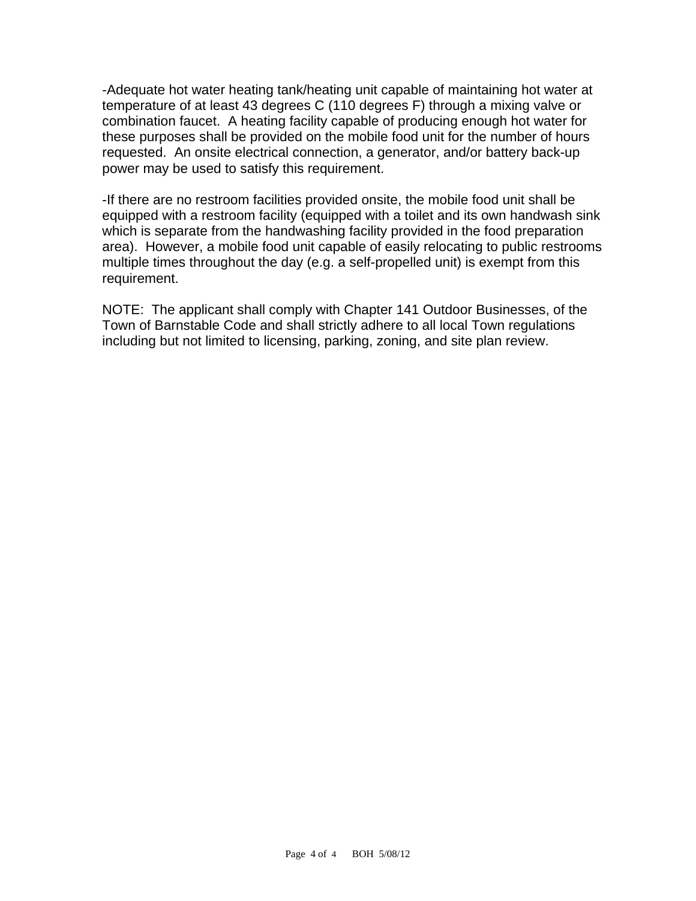-Adequate hot water heating tank/heating unit capable of maintaining hot water at temperature of at least 43 degrees C (110 degrees F) through a mixing valve or combination faucet. A heating facility capable of producing enough hot water for these purposes shall be provided on the mobile food unit for the number of hours requested. An onsite electrical connection, a generator, and/or battery back-up power may be used to satisfy this requirement.

-If there are no restroom facilities provided onsite, the mobile food unit shall be equipped with a restroom facility (equipped with a toilet and its own handwash sink which is separate from the handwashing facility provided in the food preparation area). However, a mobile food unit capable of easily relocating to public restrooms multiple times throughout the day (e.g. a self-propelled unit) is exempt from this requirement.

NOTE: The applicant shall comply with Chapter 141 Outdoor Businesses, of the Town of Barnstable Code and shall strictly adhere to all local Town regulations including but not limited to licensing, parking, zoning, and site plan review.